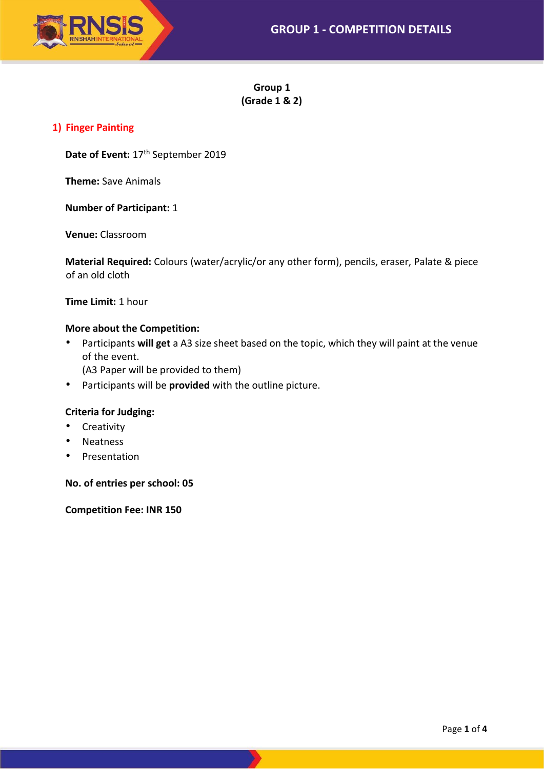# Group 1
## (Grade 1 & 2)

### 1) Finger Painting

**Date of Event:** 17th September 2019

**Theme:** Save Animals

**Number of Participant:** 1

**Venue:** Classroom

**Material Required:** Colours (water/acrylic/or any other form), pencils, eraser, Palate & piece of an old cloth

**Time Limit:** 1 hour

**More about the Competition:**

- Participants **will get** a A3 size sheet based on the topic, which they will paint at the venue of the event.
  (A3 Paper will be provided to them)
- Participants will be **provided** with the outline picture.

**Criteria for Judging:**

- Creativity
- Neatness
- Presentation

**No. of entries per school: 05**

**Competition Fee: INR 150**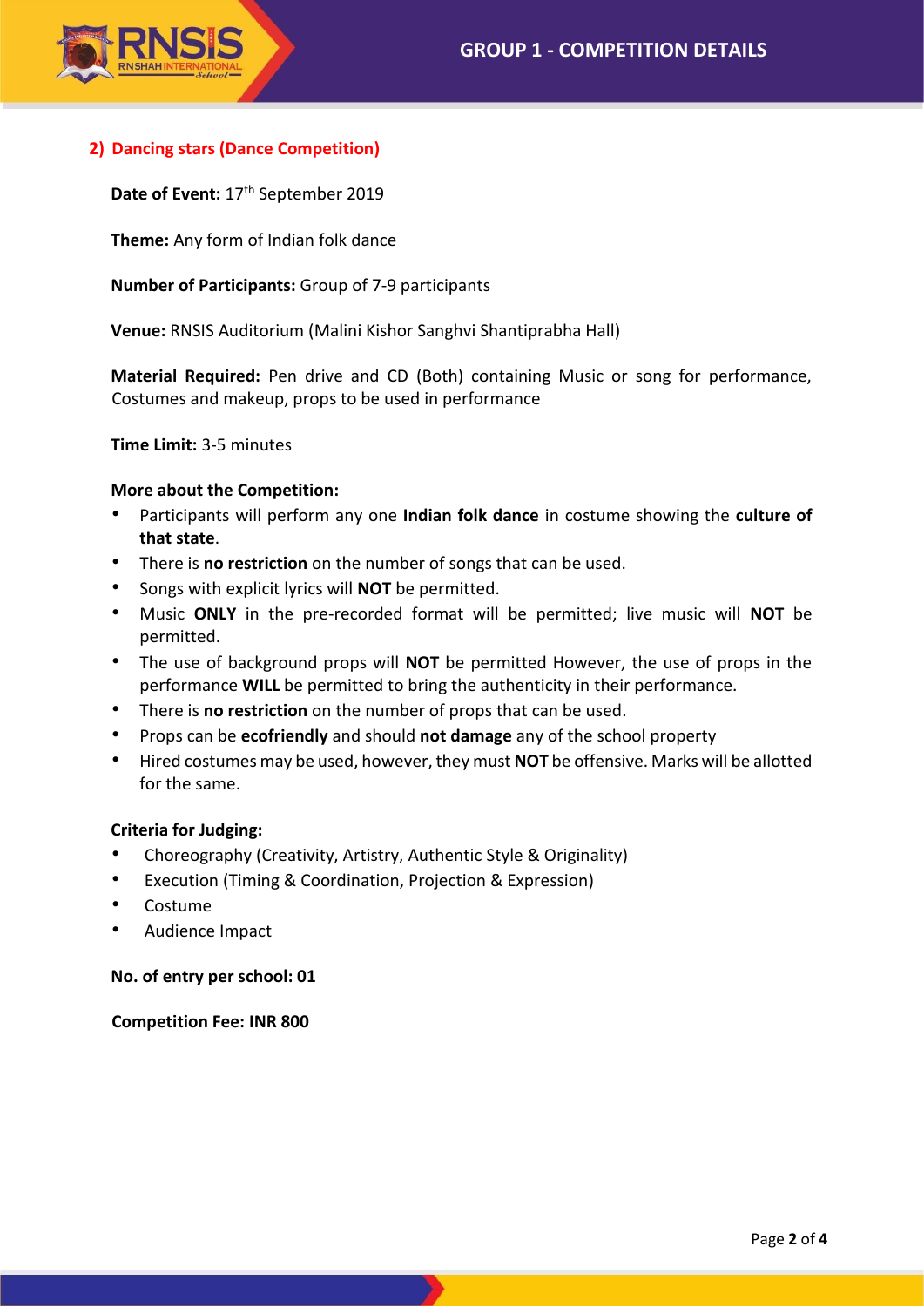## 2) Dancing stars (Dance Competition)

**Date of Event:** 17th September 2019

**Theme:** Any form of Indian folk dance

**Number of Participants:** Group of 7-9 participants

**Venue:** RNSIS Auditorium (Malini Kishor Sanghvi Shantiprabha Hall)

**Material Required:** Pen drive and CD (Both) containing Music or song for performance, Costumes and makeup, props to be used in performance

**Time Limit:** 3-5 minutes

**More about the Competition:**

- Participants will perform any one **Indian folk dance** in costume showing the **culture of that state**.
- There is **no restriction** on the number of songs that can be used.
- Songs with explicit lyrics will **NOT** be permitted.
- Music **ONLY** in the pre-recorded format will be permitted; live music will **NOT** be permitted.
- The use of background props will **NOT** be permitted However, the use of props in the performance **WILL** be permitted to bring the authenticity in their performance.
- There is **no restriction** on the number of props that can be used.
- Props can be **ecofriendly** and should **not damage** any of the school property
- Hired costumes may be used, however, they must **NOT** be offensive. Marks will be allotted for the same.

**Criteria for Judging:**

- Choreography (Creativity, Artistry, Authentic Style & Originality)
- Execution (Timing & Coordination, Projection & Expression)
- Costume
- Audience Impact

**No. of entry per school: 01**

**Competition Fee: INR 800**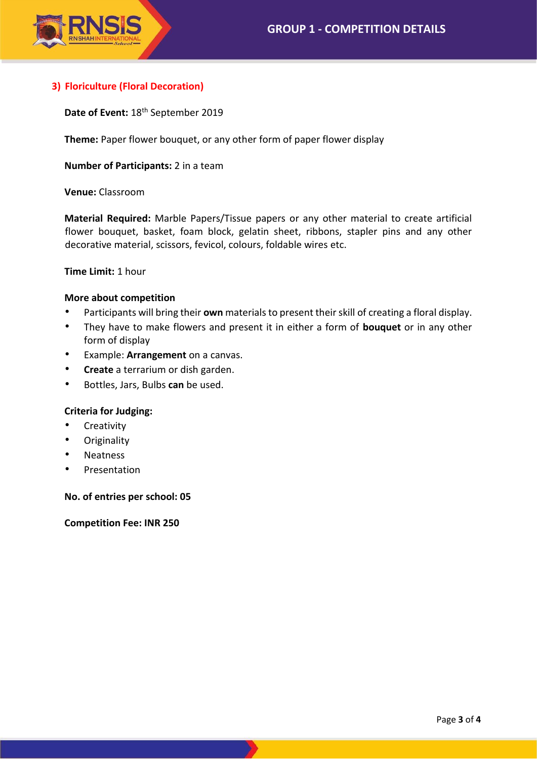## 3) Floriculture (Floral Decoration)

**Date of Event:** 18th September 2019

**Theme:** Paper flower bouquet, or any other form of paper flower display

**Number of Participants:** 2 in a team

**Venue:** Classroom

**Material Required:** Marble Papers/Tissue papers or any other material to create artificial flower bouquet, basket, foam block, gelatin sheet, ribbons, stapler pins and any other decorative material, scissors, fevicol, colours, foldable wires etc.

**Time Limit:** 1 hour

**More about competition**

- Participants will bring their **own** materials to present their skill of creating a floral display.
- They have to make flowers and present it in either a form of **bouquet** or in any other form of display
- Example: **Arrangement** on a canvas.
- **Create** a terrarium or dish garden.
- Bottles, Jars, Bulbs **can** be used.

**Criteria for Judging:**

- Creativity
- Originality
- Neatness
- Presentation

**No. of entries per school: 05**

**Competition Fee: INR 250**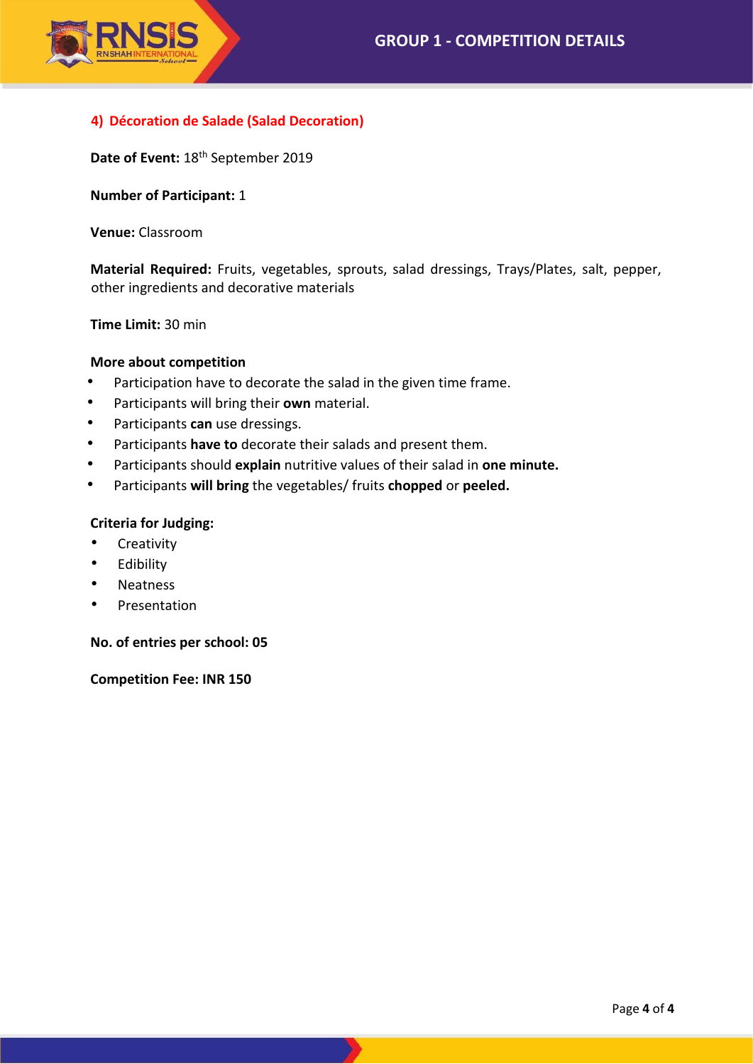## 4) Décoration de Salade (Salad Decoration)

**Date of Event:** 18th September 2019

**Number of Participant:** 1

**Venue:** Classroom

**Material Required:** Fruits, vegetables, sprouts, salad dressings, Trays/Plates, salt, pepper, other ingredients and decorative materials

**Time Limit:** 30 min

**More about competition**

- Participation have to decorate the salad in the given time frame.
- Participants will bring their **own** material.
- Participants **can** use dressings.
- Participants **have to** decorate their salads and present them.
- Participants should **explain** nutritive values of their salad in **one minute.**
- Participants **will bring** the vegetables/ fruits **chopped** or **peeled.**

**Criteria for Judging:**

- Creativity
- Edibility
- Neatness
- Presentation

**No. of entries per school: 05**

**Competition Fee: INR 150**